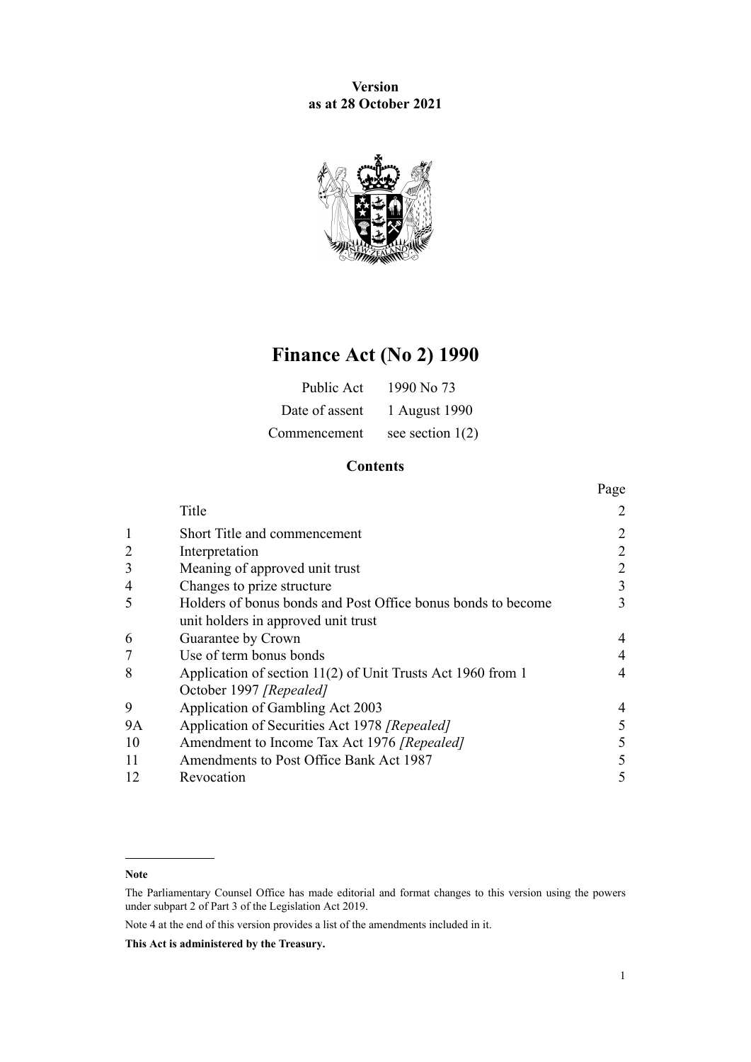**Version**
**as at 28 October 2021**

# Finance Act (No 2) 1990

| | |
|---|---|
| Public Act | 1990 No 73 |
| Date of assent | 1 August 1990 |
| Commencement | see section 1(2) |

## Contents

| | | Page |
|---|---|---|
| | Title | 2 |
| 1 | Short Title and commencement | 2 |
| 2 | Interpretation | 2 |
| 3 | Meaning of approved unit trust | 2 |
| 4 | Changes to prize structure | 3 |
| 5 | Holders of bonus bonds and Post Office bonus bonds to become unit holders in approved unit trust | 3 |
| 6 | Guarantee by Crown | 4 |
| 7 | Use of term bonus bonds | 4 |
| 8 | Application of section 11(2) of Unit Trusts Act 1960 from 1 October 1997 *[Repealed]* | 4 |
| 9 | Application of Gambling Act 2003 | 4 |
| 9A | Application of Securities Act 1978 *[Repealed]* | 5 |
| 10 | Amendment to Income Tax Act 1976 *[Repealed]* | 5 |
| 11 | Amendments to Post Office Bank Act 1987 | 5 |
| 12 | Revocation | 5 |

---

**Note**

The Parliamentary Counsel Office has made editorial and format changes to this version using the powers under subpart 2 of Part 3 of the Legislation Act 2019.

Note 4 at the end of this version provides a list of the amendments included in it.

**This Act is administered by the Treasury.**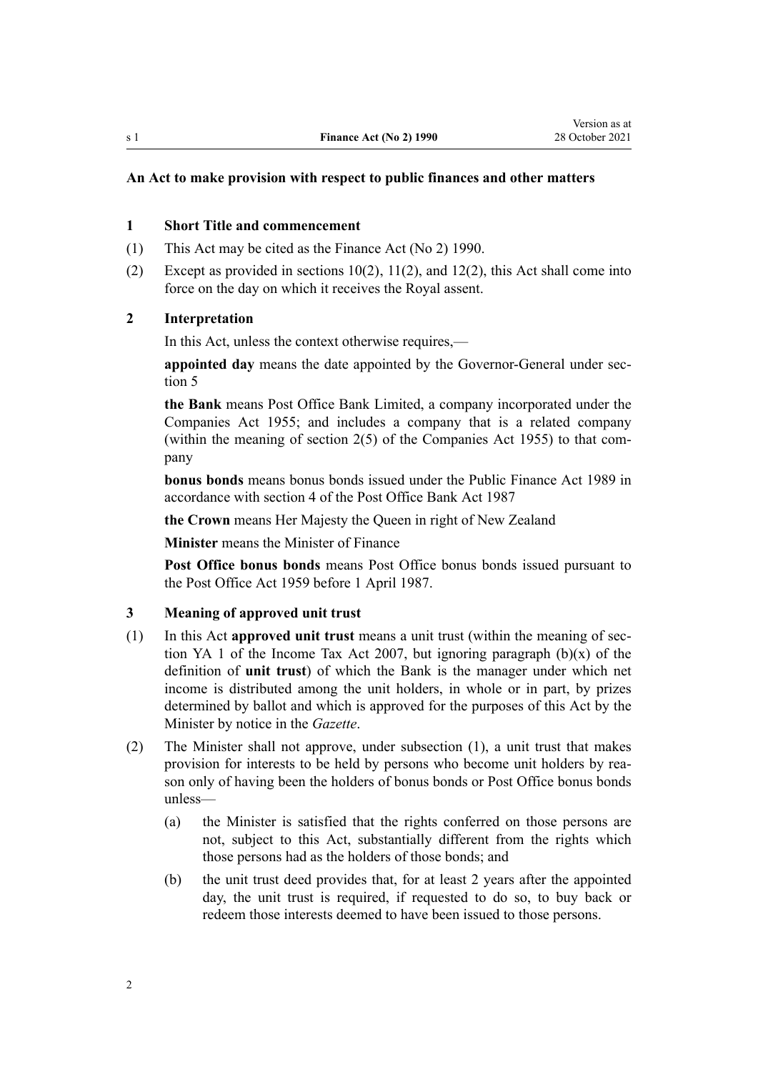**An Act to make provision with respect to public finances and other matters**

### 1 Short Title and commencement

(1) This Act may be cited as the Finance Act (No 2) 1990.

(2) Except as provided in sections 10(2), 11(2), and 12(2), this Act shall come into force on the day on which it receives the Royal assent.

### 2 Interpretation

In this Act, unless the context otherwise requires,—

**appointed day** means the date appointed by the Governor-General under section 5

**the Bank** means Post Office Bank Limited, a company incorporated under the Companies Act 1955; and includes a company that is a related company (within the meaning of section 2(5) of the Companies Act 1955) to that company

**bonus bonds** means bonus bonds issued under the Public Finance Act 1989 in accordance with section 4 of the Post Office Bank Act 1987

**the Crown** means Her Majesty the Queen in right of New Zealand

**Minister** means the Minister of Finance

**Post Office bonus bonds** means Post Office bonus bonds issued pursuant to the Post Office Act 1959 before 1 April 1987.

### 3 Meaning of approved unit trust

(1) In this Act **approved unit trust** means a unit trust (within the meaning of section YA 1 of the Income Tax Act 2007, but ignoring paragraph (b)(x) of the definition of **unit trust**) of which the Bank is the manager under which net income is distributed among the unit holders, in whole or in part, by prizes determined by ballot and which is approved for the purposes of this Act by the Minister by notice in the *Gazette*.

(2) The Minister shall not approve, under subsection (1), a unit trust that makes provision for interests to be held by persons who become unit holders by reason only of having been the holders of bonus bonds or Post Office bonus bonds unless—

(a) the Minister is satisfied that the rights conferred on those persons are not, subject to this Act, substantially different from the rights which those persons had as the holders of those bonds; and

(b) the unit trust deed provides that, for at least 2 years after the appointed day, the unit trust is required, if requested to do so, to buy back or redeem those interests deemed to have been issued to those persons.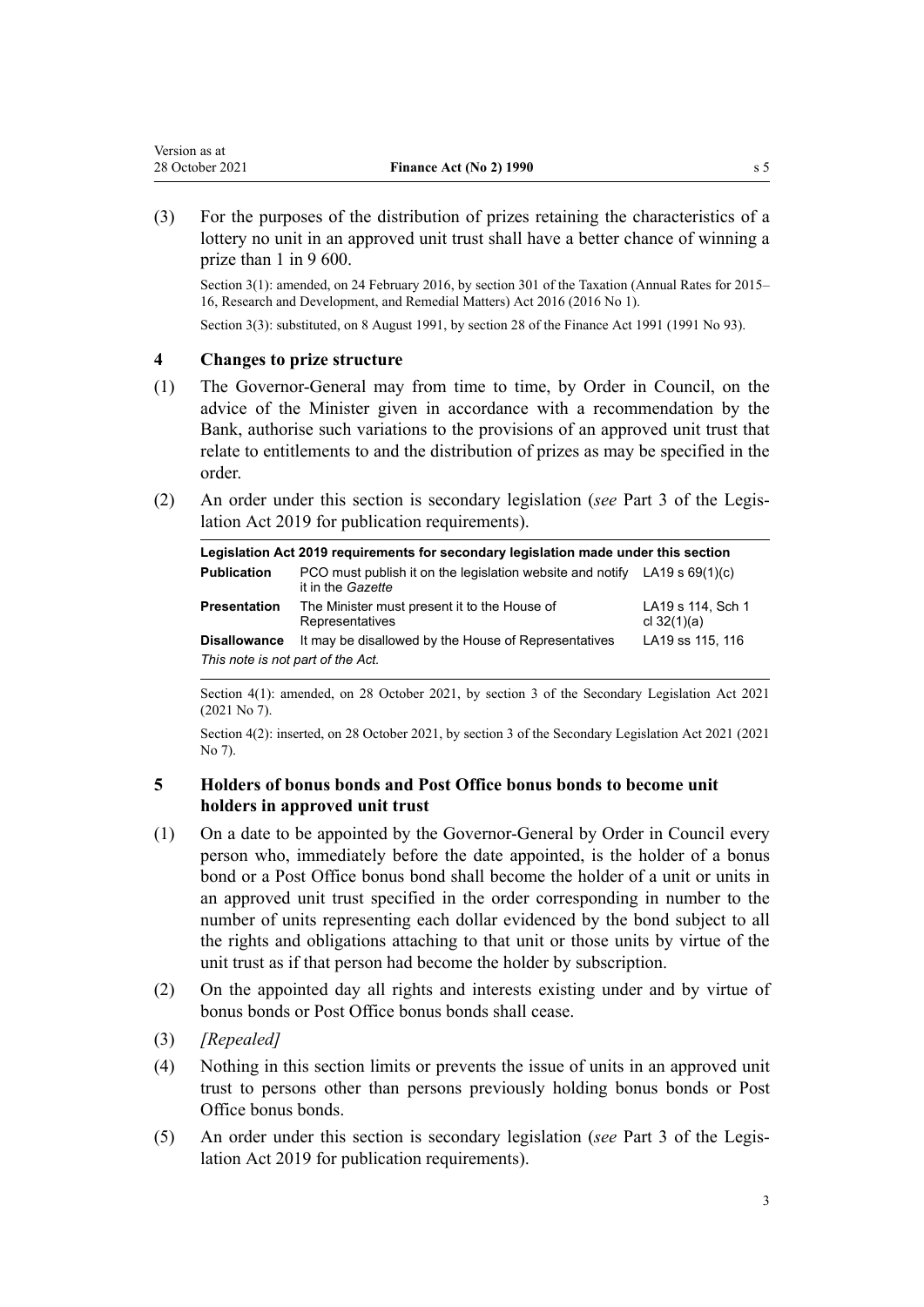(3) For the purposes of the distribution of prizes retaining the characteristics of a lottery no unit in an approved unit trust shall have a better chance of winning a prize than 1 in 9 600.

Section 3(1): amended, on 24 February 2016, by section 301 of the Taxation (Annual Rates for 2015–16, Research and Development, and Remedial Matters) Act 2016 (2016 No 1).

Section 3(3): substituted, on 8 August 1991, by section 28 of the Finance Act 1991 (1991 No 93).

### 4 Changes to prize structure

(1) The Governor-General may from time to time, by Order in Council, on the advice of the Minister given in accordance with a recommendation by the Bank, authorise such variations to the provisions of an approved unit trust that relate to entitlements to and the distribution of prizes as may be specified in the order.

(2) An order under this section is secondary legislation (*see* Part 3 of the Legislation Act 2019 for publication requirements).

| Legislation Act 2019 requirements for secondary legislation made under this section | | |
|---|---|---|
| **Publication** | PCO must publish it on the legislation website and notify it in the *Gazette* | LA19 s 69(1)(c) |
| **Presentation** | The Minister must present it to the House of Representatives | LA19 s 114, Sch 1 cl 32(1)(a) |
| **Disallowance** | It may be disallowed by the House of Representatives | LA19 ss 115, 116 |

*This note is not part of the Act.*

Section 4(1): amended, on 28 October 2021, by section 3 of the Secondary Legislation Act 2021 (2021 No 7).

Section 4(2): inserted, on 28 October 2021, by section 3 of the Secondary Legislation Act 2021 (2021 No 7).

### 5 Holders of bonus bonds and Post Office bonus bonds to become unit holders in approved unit trust

(1) On a date to be appointed by the Governor-General by Order in Council every person who, immediately before the date appointed, is the holder of a bonus bond or a Post Office bonus bond shall become the holder of a unit or units in an approved unit trust specified in the order corresponding in number to the number of units representing each dollar evidenced by the bond subject to all the rights and obligations attaching to that unit or those units by virtue of the unit trust as if that person had become the holder by subscription.

(2) On the appointed day all rights and interests existing under and by virtue of bonus bonds or Post Office bonus bonds shall cease.

(3) *[Repealed]*

(4) Nothing in this section limits or prevents the issue of units in an approved unit trust to persons other than persons previously holding bonus bonds or Post Office bonus bonds.

(5) An order under this section is secondary legislation (*see* Part 3 of the Legislation Act 2019 for publication requirements).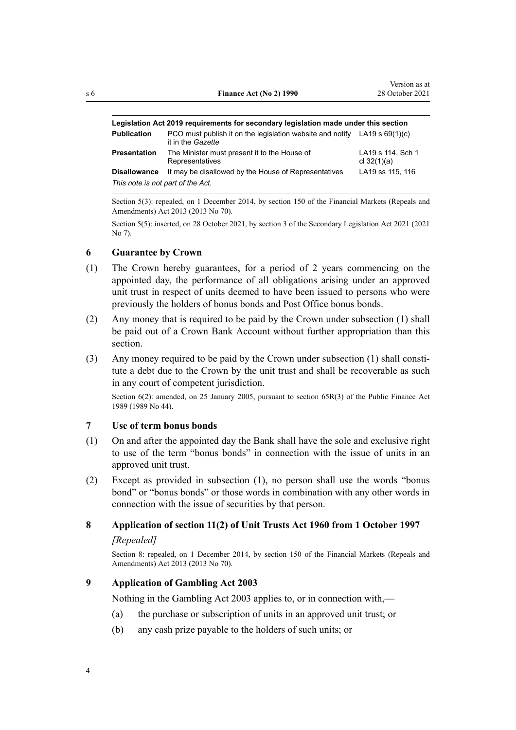| Legislation Act 2019 requirements for secondary legislation made under this section | | |
|---|---|---|
| **Publication** | PCO must publish it on the legislation website and notify it in the *Gazette* | LA19 s 69(1)(c) |
| **Presentation** | The Minister must present it to the House of Representatives | LA19 s 114, Sch 1 cl 32(1)(a) |
| **Disallowance** | It may be disallowed by the House of Representatives | LA19 ss 115, 116 |
| *This note is not part of the Act.* | | |

Section 5(3): repealed, on 1 December 2014, by section 150 of the Financial Markets (Repeals and Amendments) Act 2013 (2013 No 70).

Section 5(5): inserted, on 28 October 2021, by section 3 of the Secondary Legislation Act 2021 (2021 No 7).

### 6 Guarantee by Crown

(1) The Crown hereby guarantees, for a period of 2 years commencing on the appointed day, the performance of all obligations arising under an approved unit trust in respect of units deemed to have been issued to persons who were previously the holders of bonus bonds and Post Office bonus bonds.

(2) Any money that is required to be paid by the Crown under subsection (1) shall be paid out of a Crown Bank Account without further appropriation than this section.

(3) Any money required to be paid by the Crown under subsection (1) shall constitute a debt due to the Crown by the unit trust and shall be recoverable as such in any court of competent jurisdiction.

Section 6(2): amended, on 25 January 2005, pursuant to section 65R(3) of the Public Finance Act 1989 (1989 No 44).

### 7 Use of term bonus bonds

(1) On and after the appointed day the Bank shall have the sole and exclusive right to use of the term "bonus bonds" in connection with the issue of units in an approved unit trust.

(2) Except as provided in subsection (1), no person shall use the words "bonus bond" or "bonus bonds" or those words in combination with any other words in connection with the issue of securities by that person.

### 8 Application of section 11(2) of Unit Trusts Act 1960 from 1 October 1997

*[Repealed]*

Section 8: repealed, on 1 December 2014, by section 150 of the Financial Markets (Repeals and Amendments) Act 2013 (2013 No 70).

### 9 Application of Gambling Act 2003

Nothing in the Gambling Act 2003 applies to, or in connection with,—

(a) the purchase or subscription of units in an approved unit trust; or

(b) any cash prize payable to the holders of such units; or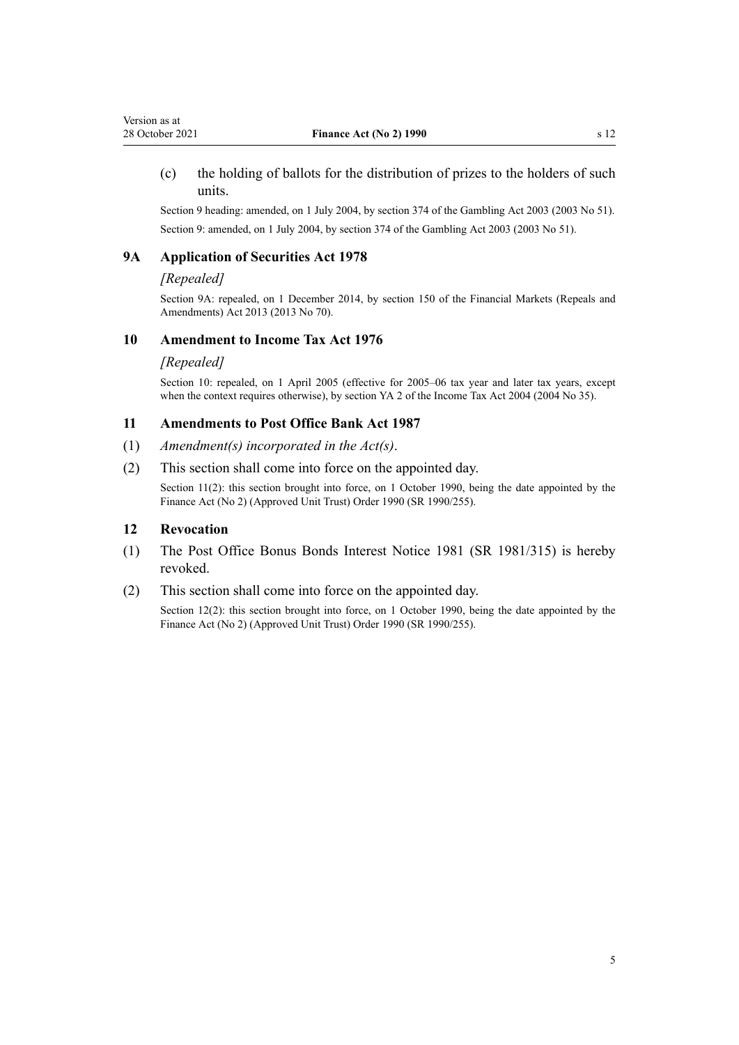(c) the holding of ballots for the distribution of prizes to the holders of such units.

Section 9 heading: amended, on 1 July 2004, by section 374 of the Gambling Act 2003 (2003 No 51).

Section 9: amended, on 1 July 2004, by section 374 of the Gambling Act 2003 (2003 No 51).

### 9A Application of Securities Act 1978

*[Repealed]*

Section 9A: repealed, on 1 December 2014, by section 150 of the Financial Markets (Repeals and Amendments) Act 2013 (2013 No 70).

### 10 Amendment to Income Tax Act 1976

*[Repealed]*

Section 10: repealed, on 1 April 2005 (effective for 2005–06 tax year and later tax years, except when the context requires otherwise), by section YA 2 of the Income Tax Act 2004 (2004 No 35).

### 11 Amendments to Post Office Bank Act 1987

(1) *Amendment(s) incorporated in the Act(s)*.

(2) This section shall come into force on the appointed day.

Section 11(2): this section brought into force, on 1 October 1990, being the date appointed by the Finance Act (No 2) (Approved Unit Trust) Order 1990 (SR 1990/255).

### 12 Revocation

(1) The Post Office Bonus Bonds Interest Notice 1981 (SR 1981/315) is hereby revoked.

(2) This section shall come into force on the appointed day.

Section 12(2): this section brought into force, on 1 October 1990, being the date appointed by the Finance Act (No 2) (Approved Unit Trust) Order 1990 (SR 1990/255).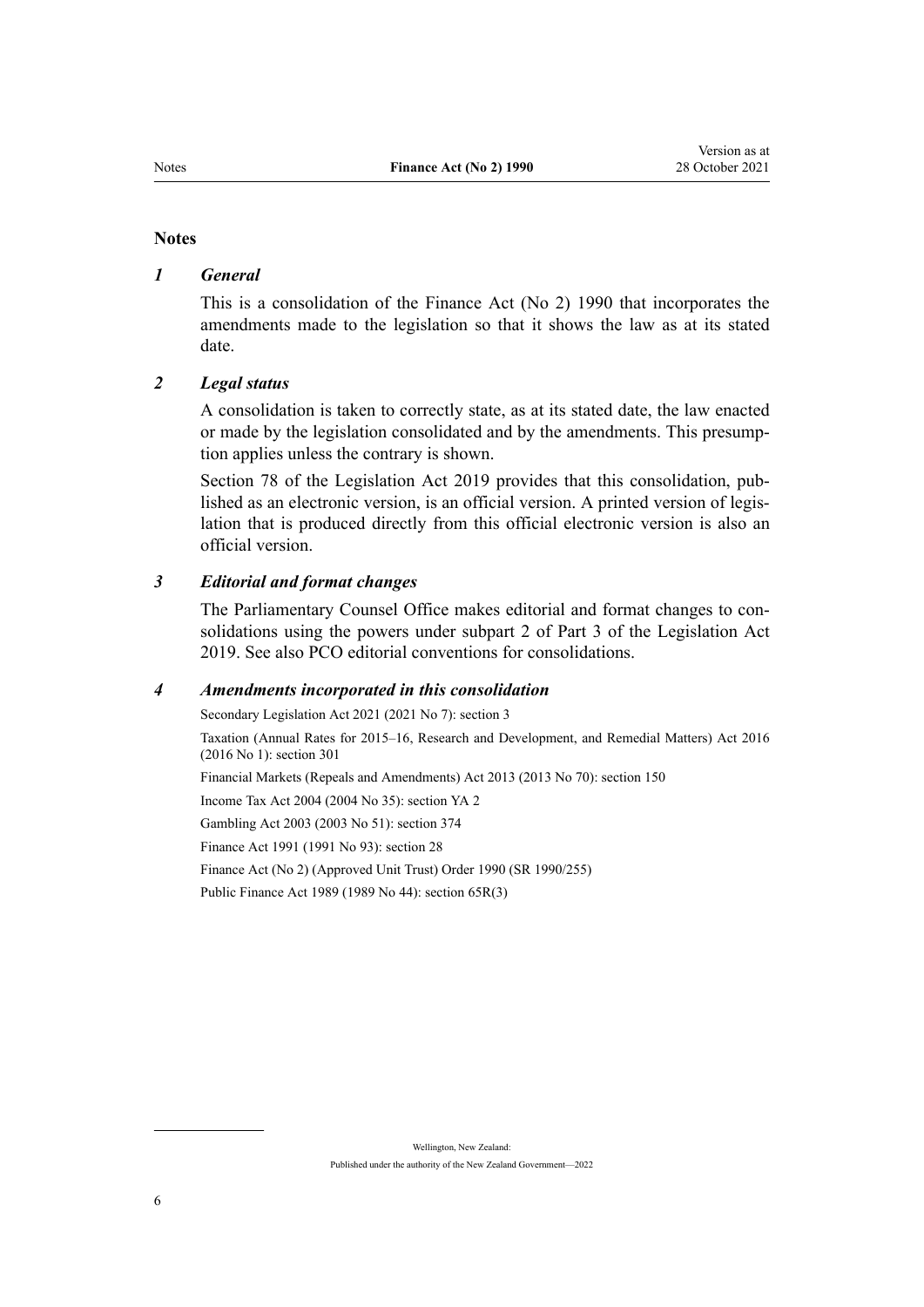## Notes

### *1 General*

This is a consolidation of the Finance Act (No 2) 1990 that incorporates the amendments made to the legislation so that it shows the law as at its stated date.

### *2 Legal status*

A consolidation is taken to correctly state, as at its stated date, the law enacted or made by the legislation consolidated and by the amendments. This presumption applies unless the contrary is shown.

Section 78 of the Legislation Act 2019 provides that this consolidation, published as an electronic version, is an official version. A printed version of legislation that is produced directly from this official electronic version is also an official version.

### *3 Editorial and format changes*

The Parliamentary Counsel Office makes editorial and format changes to consolidations using the powers under subpart 2 of Part 3 of the Legislation Act 2019. See also PCO editorial conventions for consolidations.

### *4 Amendments incorporated in this consolidation*

Secondary Legislation Act 2021 (2021 No 7): section 3

Taxation (Annual Rates for 2015–16, Research and Development, and Remedial Matters) Act 2016 (2016 No 1): section 301

Financial Markets (Repeals and Amendments) Act 2013 (2013 No 70): section 150

Income Tax Act 2004 (2004 No 35): section YA 2

Gambling Act 2003 (2003 No 51): section 374

Finance Act 1991 (1991 No 93): section 28

Finance Act (No 2) (Approved Unit Trust) Order 1990 (SR 1990/255)

Public Finance Act 1989 (1989 No 44): section 65R(3)

Wellington, New Zealand:

Published under the authority of the New Zealand Government—2022